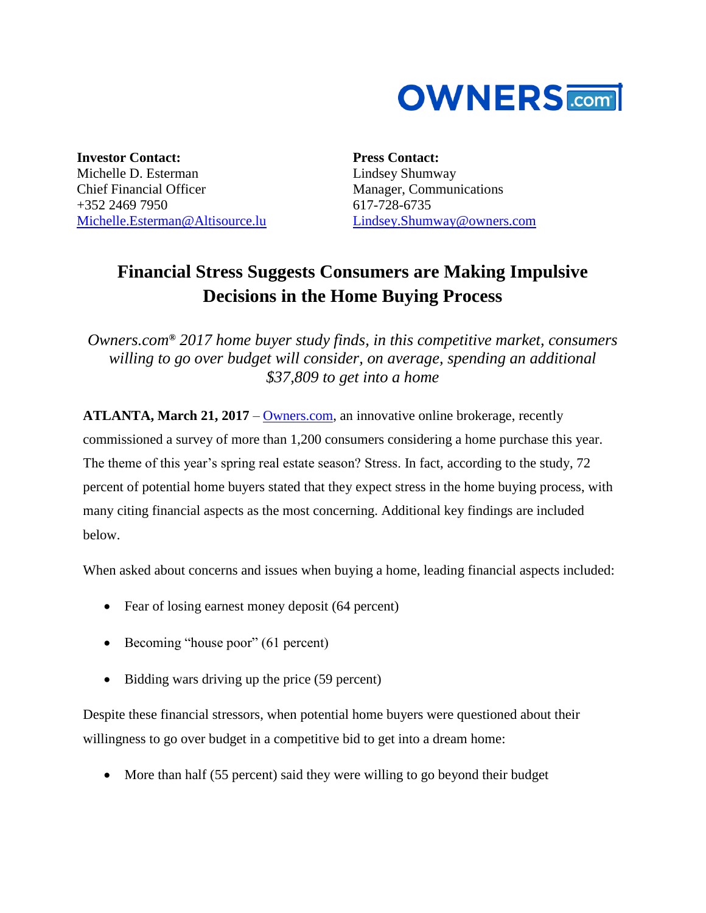OWNERS.com

**Investor Contact:**
Michelle D. Esterman
Chief Financial Officer
+352 2469 7950
[Michelle.Esterman@Altisource.lu](mailto:Michelle.Esterman@Altisource.lu)

**Press Contact:**
Lindsey Shumway
Manager, Communications
617-728-6735
[Lindsey.Shumway@owners.com](mailto:Lindsey.Shumway@owners.com)

# Financial Stress Suggests Consumers are Making Impulsive Decisions in the Home Buying Process

*Owners.com® 2017 home buyer study finds, in this competitive market, consumers willing to go over budget will consider, on average, spending an additional $37,809 to get into a home*

**ATLANTA, March 21, 2017** – [Owners.com](http://Owners.com), an innovative online brokerage, recently commissioned a survey of more than 1,200 consumers considering a home purchase this year. The theme of this year's spring real estate season? Stress. In fact, according to the study, 72 percent of potential home buyers stated that they expect stress in the home buying process, with many citing financial aspects as the most concerning. Additional key findings are included below.

When asked about concerns and issues when buying a home, leading financial aspects included:

- Fear of losing earnest money deposit (64 percent)
- Becoming "house poor" (61 percent)
- Bidding wars driving up the price (59 percent)

Despite these financial stressors, when potential home buyers were questioned about their willingness to go over budget in a competitive bid to get into a dream home:

- More than half (55 percent) said they were willing to go beyond their budget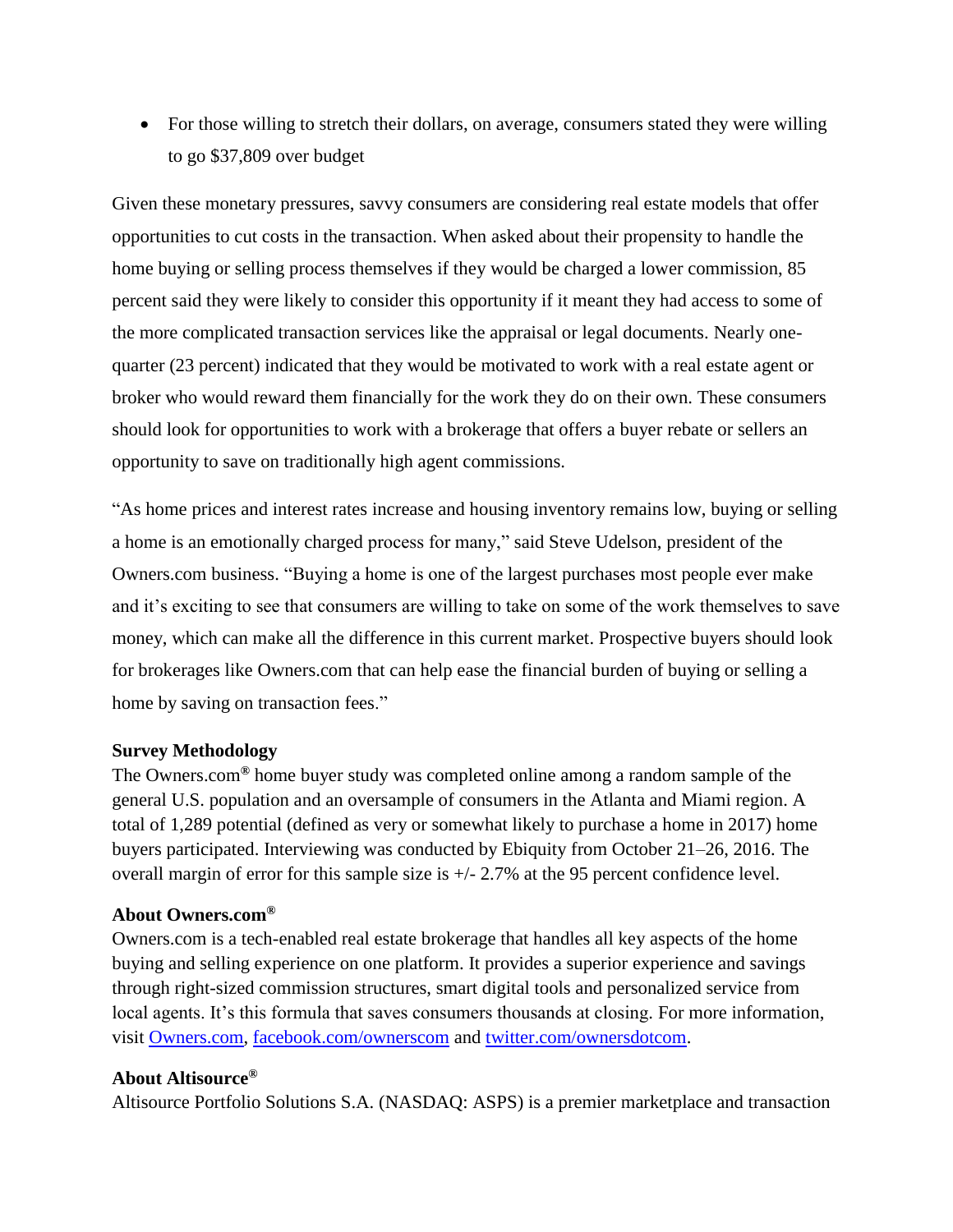- For those willing to stretch their dollars, on average, consumers stated they were willing to go $37,809 over budget

Given these monetary pressures, savvy consumers are considering real estate models that offer opportunities to cut costs in the transaction. When asked about their propensity to handle the home buying or selling process themselves if they would be charged a lower commission, 85 percent said they were likely to consider this opportunity if it meant they had access to some of the more complicated transaction services like the appraisal or legal documents. Nearly one-quarter (23 percent) indicated that they would be motivated to work with a real estate agent or broker who would reward them financially for the work they do on their own. These consumers should look for opportunities to work with a brokerage that offers a buyer rebate or sellers an opportunity to save on traditionally high agent commissions.

"As home prices and interest rates increase and housing inventory remains low, buying or selling a home is an emotionally charged process for many," said Steve Udelson, president of the Owners.com business. "Buying a home is one of the largest purchases most people ever make and it's exciting to see that consumers are willing to take on some of the work themselves to save money, which can make all the difference in this current market. Prospective buyers should look for brokerages like Owners.com that can help ease the financial burden of buying or selling a home by saving on transaction fees."

**Survey Methodology**

The Owners.com® home buyer study was completed online among a random sample of the general U.S. population and an oversample of consumers in the Atlanta and Miami region. A total of 1,289 potential (defined as very or somewhat likely to purchase a home in 2017) home buyers participated. Interviewing was conducted by Ebiquity from October 21–26, 2016. The overall margin of error for this sample size is +/- 2.7% at the 95 percent confidence level.

**About Owners.com®**

Owners.com is a tech-enabled real estate brokerage that handles all key aspects of the home buying and selling experience on one platform. It provides a superior experience and savings through right-sized commission structures, smart digital tools and personalized service from local agents. It's this formula that saves consumers thousands at closing. For more information, visit [Owners.com](Owners.com), [facebook.com/ownerscom](facebook.com/ownerscom) and [twitter.com/ownersdotcom](twitter.com/ownersdotcom).

**About Altisource®**

Altisource Portfolio Solutions S.A. (NASDAQ: ASPS) is a premier marketplace and transaction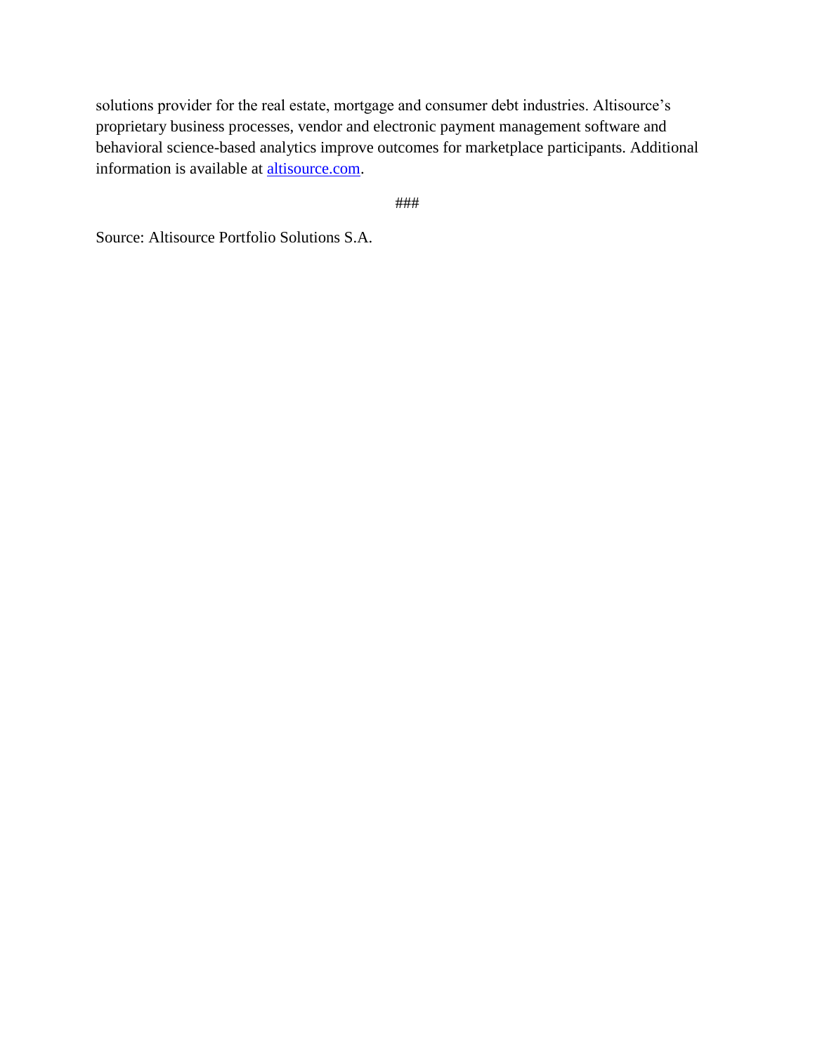solutions provider for the real estate, mortgage and consumer debt industries. Altisource's proprietary business processes, vendor and electronic payment management software and behavioral science-based analytics improve outcomes for marketplace participants. Additional information is available at [altisource.com](altisource.com).

###

Source: Altisource Portfolio Solutions S.A.